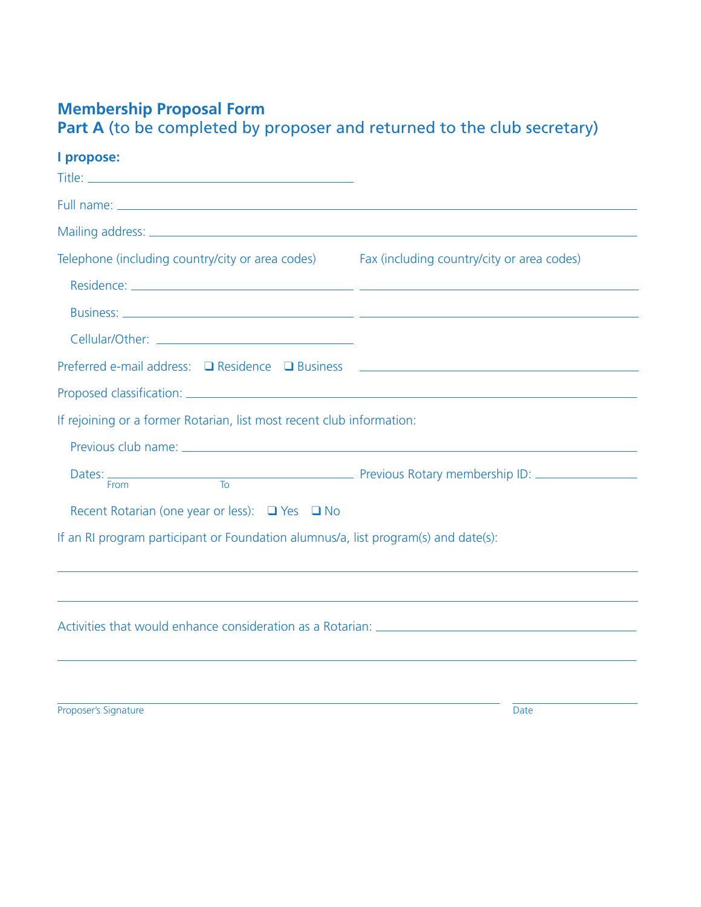# Membership Proposal Form

## Part A (to be completed by proposer and returned to the club secretary)

**I propose:**

Title: ______________________________

Full name: ______________________________

Mailing address: ______________________________

Telephone (including country/city or area codes) | Fax (including country/city or area codes)

Residence: ______________________________ | ______________________________

Business: ______________________________ | ______________________________

Cellular/Other: ______________________________

Preferred e-mail address: ❑ Residence ❑ Business ______________________________

Proposed classification: ______________________________

If rejoining or a former Rotarian, list most recent club information:

Previous club name: ______________________________

Dates: ______________ From ______________ To    Previous Rotary membership ID: ______________

Recent Rotarian (one year or less): ❑ Yes ❑ No

If an RI program participant or Foundation alumnus/a, list program(s) and date(s):

______________________________

______________________________

Activities that would enhance consideration as a Rotarian: ______________________________

______________________________

______________________________ Proposer's Signature    ______________ Date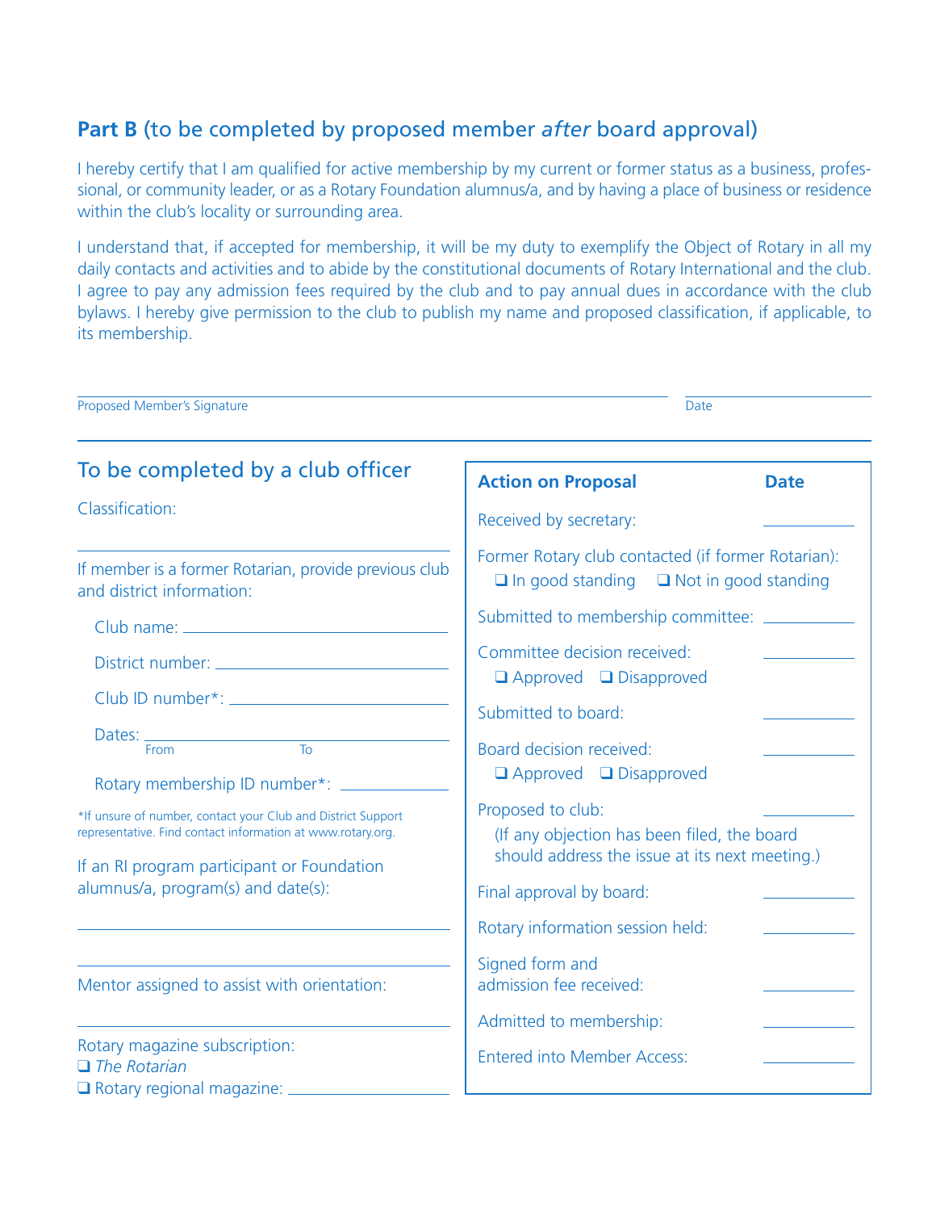## Part B (to be completed by proposed member *after* board approval)

I hereby certify that I am qualified for active membership by my current or former status as a business, professional, or community leader, or as a Rotary Foundation alumnus/a, and by having a place of business or residence within the club's locality or surrounding area.

I understand that, if accepted for membership, it will be my duty to exemplify the Object of Rotary in all my daily contacts and activities and to abide by the constitutional documents of Rotary International and the club. I agree to pay any admission fees required by the club and to pay annual dues in accordance with the club bylaws. I hereby give permission to the club to publish my name and proposed classification, if applicable, to its membership.

Proposed Member's Signature ______________________ Date ____________

---

## To be completed by a club officer

Classification: ______________________

If member is a former Rotarian, provide previous club and district information:

Club name: ______________________

District number: ______________________

Club ID number*: ______________________

Dates: From ____________ To ____________

Rotary membership ID number*: ____________

*If unsure of number, contact your Club and District Support representative. Find contact information at www.rotary.org.

If an RI program participant or Foundation alumnus/a, program(s) and date(s):

______________________

______________________

Mentor assigned to assist with orientation:

______________________

Rotary magazine subscription:
❑ *The Rotarian*
❑ Rotary regional magazine: ____________

### Action on Proposal

| Action on Proposal | Date |
|---|---|
| Received by secretary: | ____________ |
| Former Rotary club contacted (if former Rotarian): ❑ In good standing ❑ Not in good standing | |
| Submitted to membership committee: | ____________ |
| Committee decision received: ❑ Approved ❑ Disapproved | ____________ |
| Submitted to board: | ____________ |
| Board decision received: ❑ Approved ❑ Disapproved | ____________ |
| Proposed to club: (If any objection has been filed, the board should address the issue at its next meeting.) | ____________ |
| Final approval by board: | ____________ |
| Rotary information session held: | ____________ |
| Signed form and admission fee received: | ____________ |
| Admitted to membership: | ____________ |
| Entered into Member Access: | ____________ |